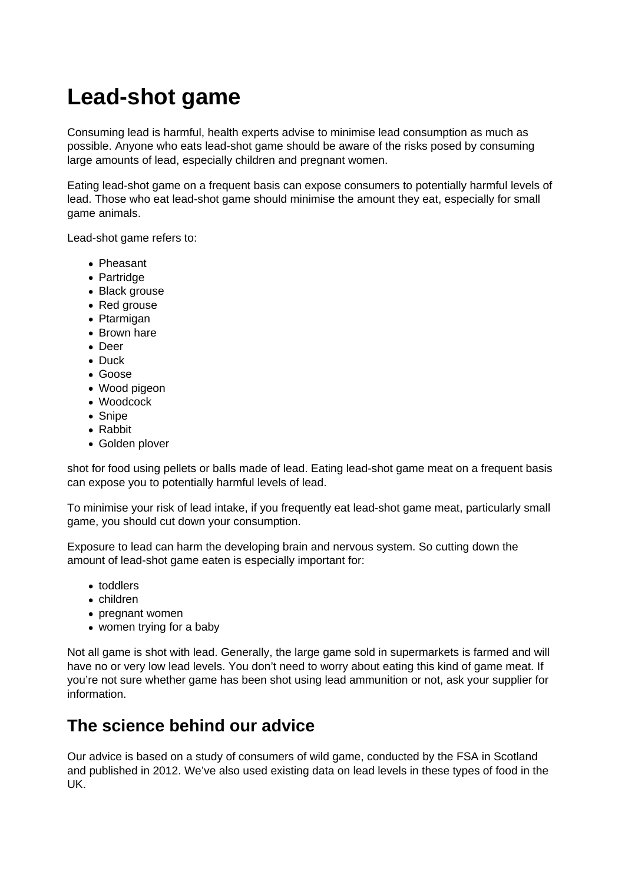# Lead-shot game

Consuming lead is harmful, health experts advise to minimise lead consumption as much as possible. Anyone who eats lead-shot game should be aware of the risks posed by consuming large amounts of lead, especially children and pregnant women.

Eating lead-shot game on a frequent basis can expose consumers to potentially harmful levels of lead. Those who eat lead-shot game should minimise the amount they eat, especially for small game animals.

Lead-shot game refers to:

- Pheasant
- Partridge
- Black grouse
- Red grouse
- Ptarmigan
- Brown hare
- Deer
- Duck
- Goose
- Wood pigeon
- Woodcock
- Snipe
- Rabbit
- Golden plover

shot for food using pellets or balls made of lead. Eating lead-shot game meat on a frequent basis can expose you to potentially harmful levels of lead.

To minimise your risk of lead intake, if you frequently eat lead-shot game meat, particularly small game, you should cut down your consumption.

Exposure to lead can harm the developing brain and nervous system. So cutting down the amount of lead-shot game eaten is especially important for:

- toddlers
- children
- pregnant women
- women trying for a baby

Not all game is shot with lead. Generally, the large game sold in supermarkets is farmed and will have no or very low lead levels. You don't need to worry about eating this kind of game meat. If you're not sure whether game has been shot using lead ammunition or not, ask your supplier for information.

## The science behind our advice

Our advice is based on a study of consumers of wild game, conducted by the FSA in Scotland and published in 2012. We've also used existing data on lead levels in these types of food in the UK.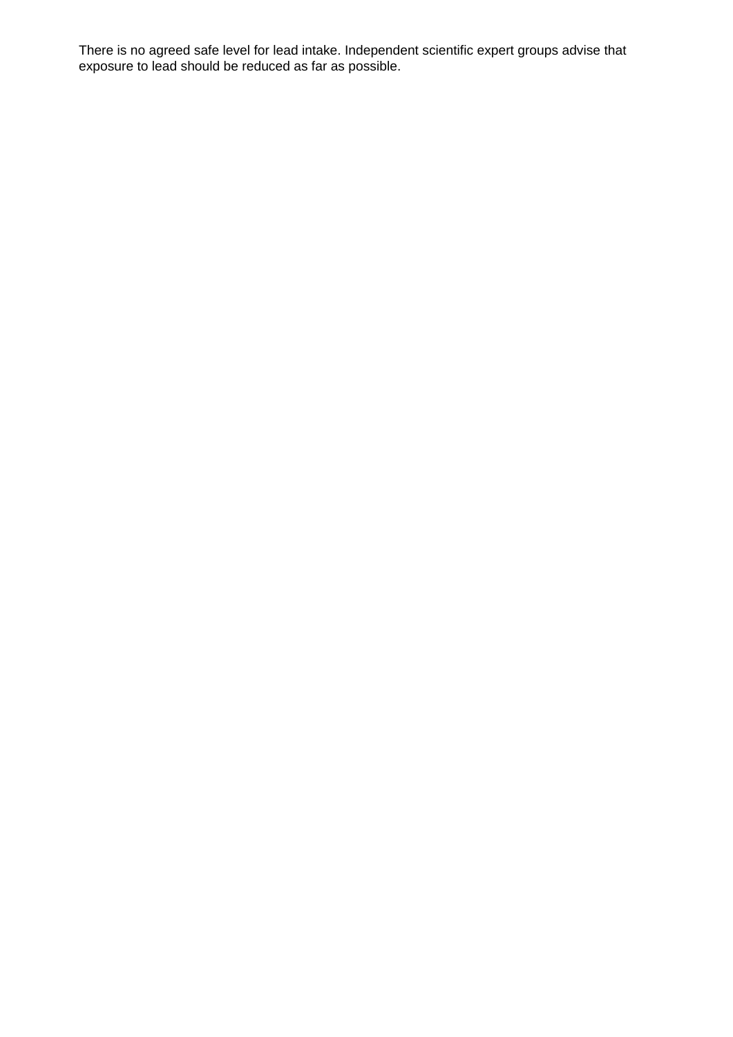There is no agreed safe level for lead intake. Independent scientific expert groups advise that exposure to lead should be reduced as far as possible.